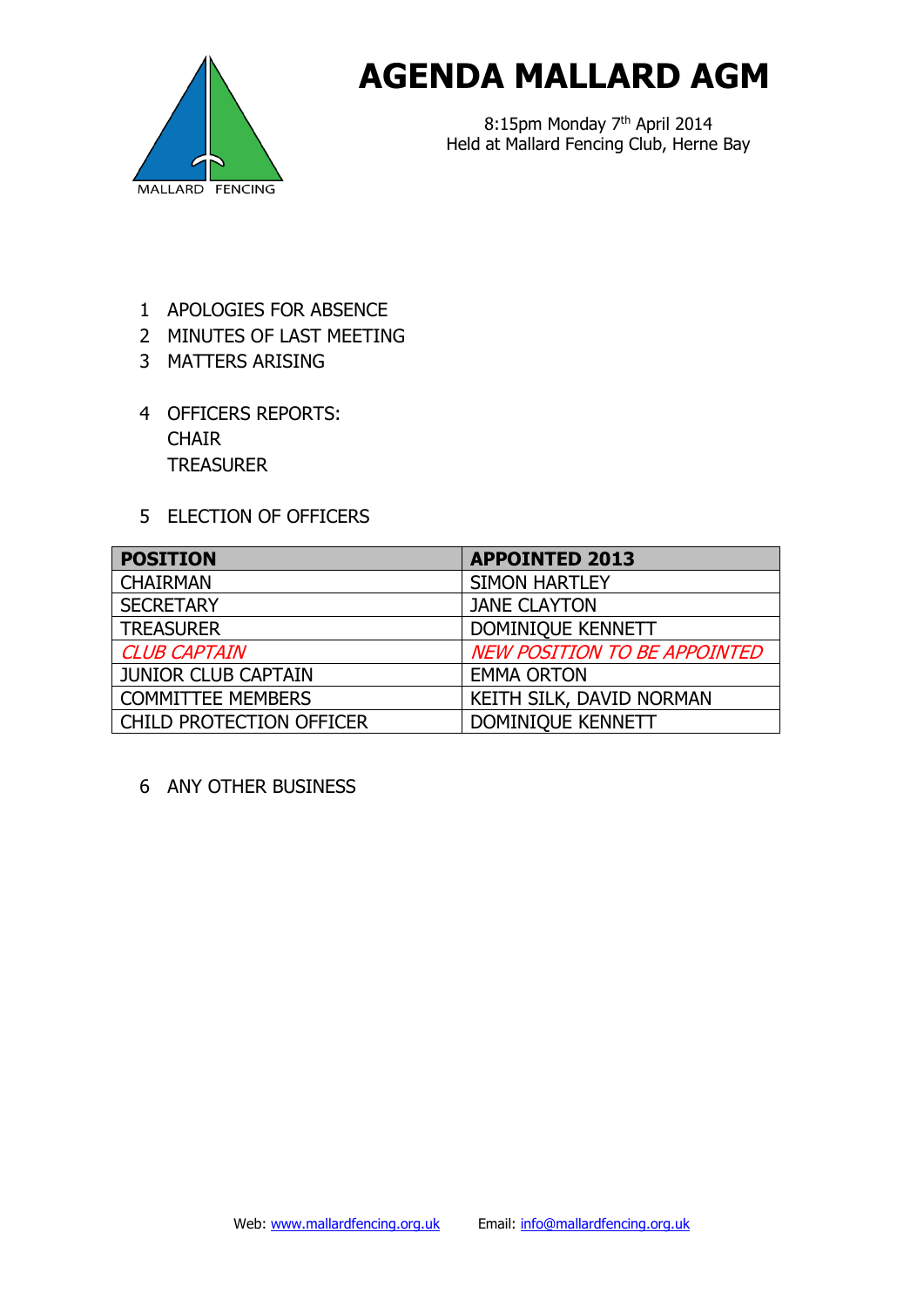MALLARD FENCING

# AGENDA MALLARD AGM

8:15pm Monday 7th April 2014
Held at Mallard Fencing Club, Herne Bay

1. APOLOGIES FOR ABSENCE
2. MINUTES OF LAST MEETING
3. MATTERS ARISING
4. OFFICERS REPORTS:
   CHAIR
   TREASURER
5. ELECTION OF OFFICERS

| POSITION | APPOINTED 2013 |
|---|---|
| CHAIRMAN | SIMON HARTLEY |
| SECRETARY | JANE CLAYTON |
| TREASURER | DOMINIQUE KENNETT |
| *CLUB CAPTAIN* | *NEW POSITION TO BE APPOINTED* |
| JUNIOR CLUB CAPTAIN | EMMA ORTON |
| COMMITTEE MEMBERS | KEITH SILK, DAVID NORMAN |
| CHILD PROTECTION OFFICER | DOMINIQUE KENNETT |

6. ANY OTHER BUSINESS

Web: www.mallardfencing.org.uk Email: info@mallardfencing.org.uk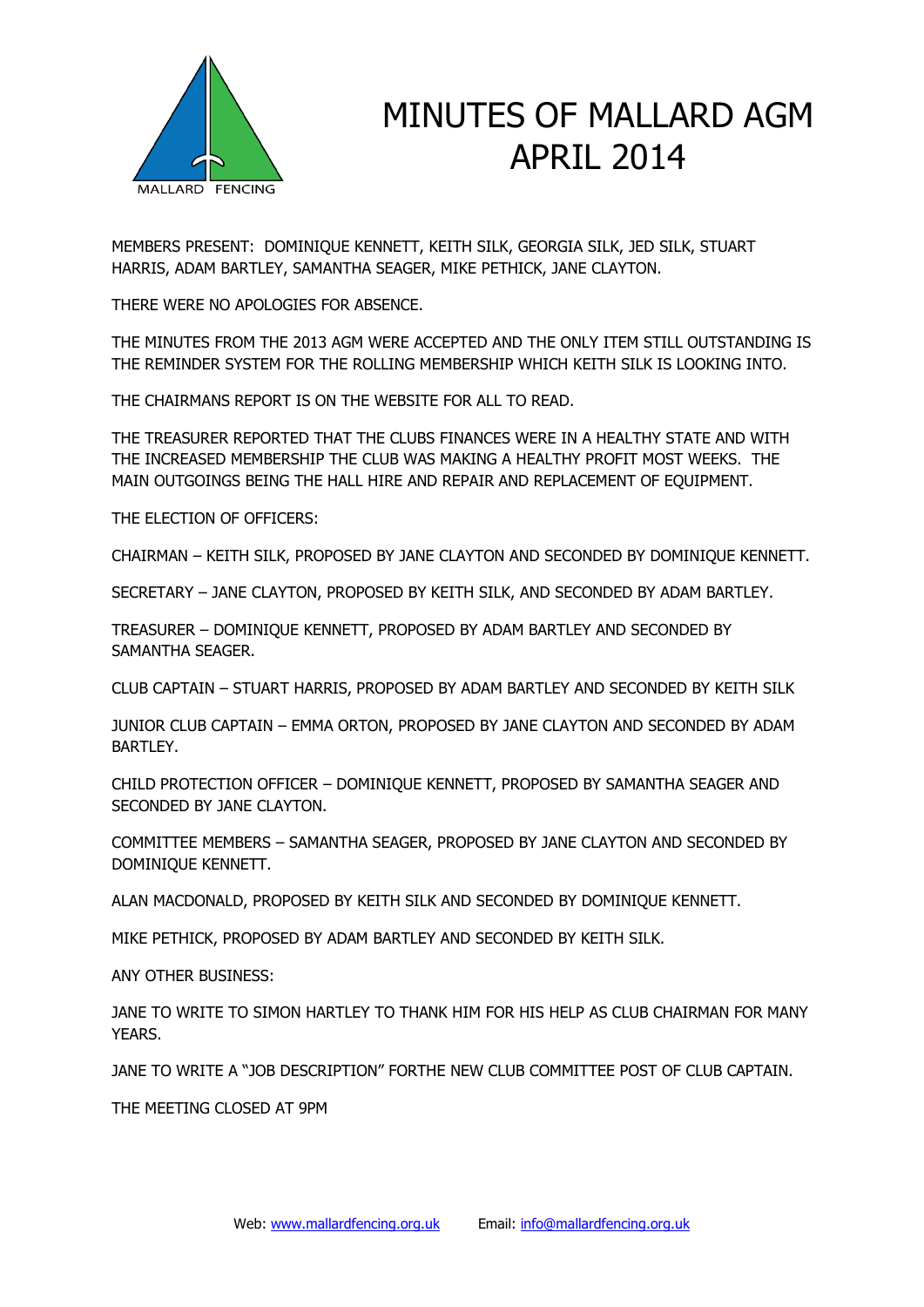# MINUTES OF MALLARD AGM APRIL 2014

MEMBERS PRESENT: DOMINIQUE KENNETT, KEITH SILK, GEORGIA SILK, JED SILK, STUART HARRIS, ADAM BARTLEY, SAMANTHA SEAGER, MIKE PETHICK, JANE CLAYTON.

THERE WERE NO APOLOGIES FOR ABSENCE.

THE MINUTES FROM THE 2013 AGM WERE ACCEPTED AND THE ONLY ITEM STILL OUTSTANDING IS THE REMINDER SYSTEM FOR THE ROLLING MEMBERSHIP WHICH KEITH SILK IS LOOKING INTO.

THE CHAIRMANS REPORT IS ON THE WEBSITE FOR ALL TO READ.

THE TREASURER REPORTED THAT THE CLUBS FINANCES WERE IN A HEALTHY STATE AND WITH THE INCREASED MEMBERSHIP THE CLUB WAS MAKING A HEALTHY PROFIT MOST WEEKS. THE MAIN OUTGOINGS BEING THE HALL HIRE AND REPAIR AND REPLACEMENT OF EQUIPMENT.

THE ELECTION OF OFFICERS:

CHAIRMAN – KEITH SILK, PROPOSED BY JANE CLAYTON AND SECONDED BY DOMINIQUE KENNETT.

SECRETARY – JANE CLAYTON, PROPOSED BY KEITH SILK, AND SECONDED BY ADAM BARTLEY.

TREASURER – DOMINIQUE KENNETT, PROPOSED BY ADAM BARTLEY AND SECONDED BY SAMANTHA SEAGER.

CLUB CAPTAIN – STUART HARRIS, PROPOSED BY ADAM BARTLEY AND SECONDED BY KEITH SILK

JUNIOR CLUB CAPTAIN – EMMA ORTON, PROPOSED BY JANE CLAYTON AND SECONDED BY ADAM BARTLEY.

CHILD PROTECTION OFFICER – DOMINIQUE KENNETT, PROPOSED BY SAMANTHA SEAGER AND SECONDED BY JANE CLAYTON.

COMMITTEE MEMBERS – SAMANTHA SEAGER, PROPOSED BY JANE CLAYTON AND SECONDED BY DOMINIQUE KENNETT.

ALAN MACDONALD, PROPOSED BY KEITH SILK AND SECONDED BY DOMINIQUE KENNETT.

MIKE PETHICK, PROPOSED BY ADAM BARTLEY AND SECONDED BY KEITH SILK.

ANY OTHER BUSINESS:

JANE TO WRITE TO SIMON HARTLEY TO THANK HIM FOR HIS HELP AS CLUB CHAIRMAN FOR MANY YEARS.

JANE TO WRITE A "JOB DESCRIPTION" FORTHE NEW CLUB COMMITTEE POST OF CLUB CAPTAIN.

THE MEETING CLOSED AT 9PM

Web: www.mallardfencing.org.uk Email: info@mallardfencing.org.uk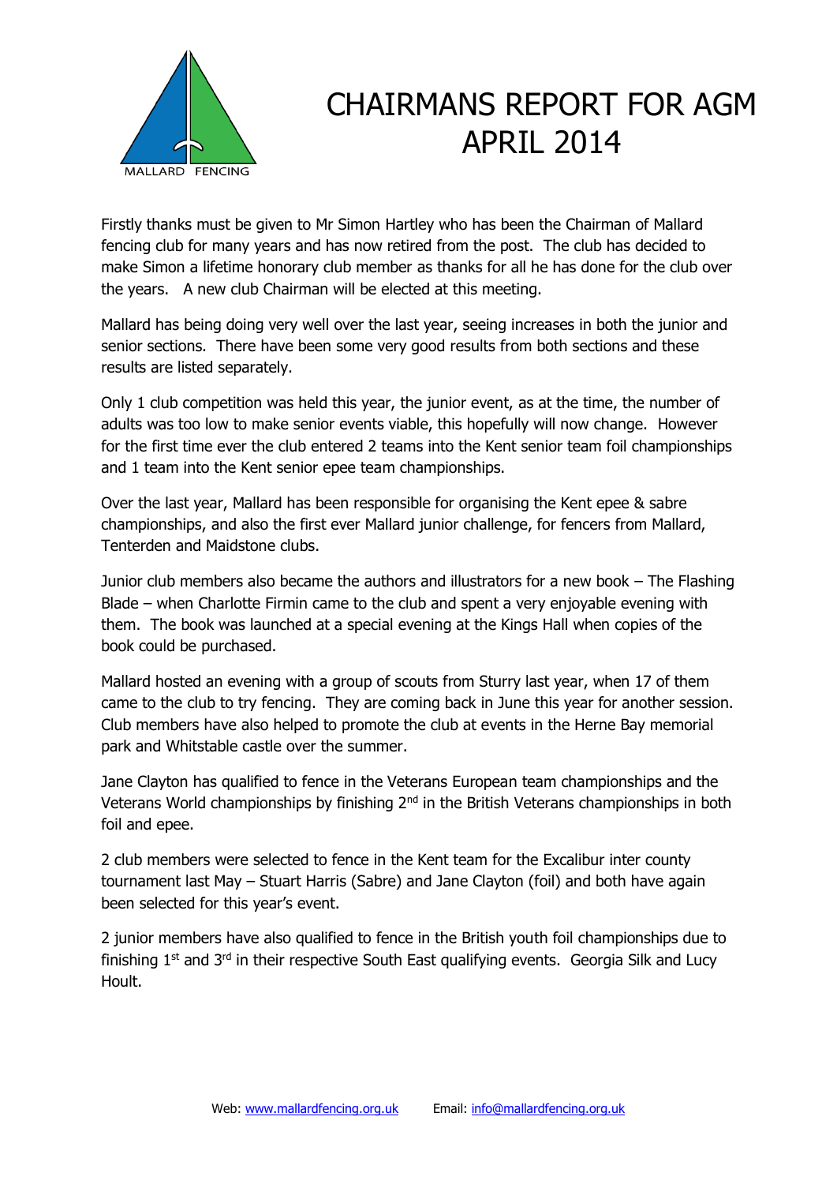# CHAIRMANS REPORT FOR AGM APRIL 2014

Firstly thanks must be given to Mr Simon Hartley who has been the Chairman of Mallard fencing club for many years and has now retired from the post. The club has decided to make Simon a lifetime honorary club member as thanks for all he has done for the club over the years. A new club Chairman will be elected at this meeting.

Mallard has being doing very well over the last year, seeing increases in both the junior and senior sections. There have been some very good results from both sections and these results are listed separately.

Only 1 club competition was held this year, the junior event, as at the time, the number of adults was too low to make senior events viable, this hopefully will now change. However for the first time ever the club entered 2 teams into the Kent senior team foil championships and 1 team into the Kent senior epee team championships.

Over the last year, Mallard has been responsible for organising the Kent epee & sabre championships, and also the first ever Mallard junior challenge, for fencers from Mallard, Tenterden and Maidstone clubs.

Junior club members also became the authors and illustrators for a new book – The Flashing Blade – when Charlotte Firmin came to the club and spent a very enjoyable evening with them. The book was launched at a special evening at the Kings Hall when copies of the book could be purchased.

Mallard hosted an evening with a group of scouts from Sturry last year, when 17 of them came to the club to try fencing. They are coming back in June this year for another session. Club members have also helped to promote the club at events in the Herne Bay memorial park and Whitstable castle over the summer.

Jane Clayton has qualified to fence in the Veterans European team championships and the Veterans World championships by finishing 2nd in the British Veterans championships in both foil and epee.

2 club members were selected to fence in the Kent team for the Excalibur inter county tournament last May – Stuart Harris (Sabre) and Jane Clayton (foil) and both have again been selected for this year's event.

2 junior members have also qualified to fence in the British youth foil championships due to finishing 1st and 3rd in their respective South East qualifying events. Georgia Silk and Lucy Hoult.

Web: www.mallardfencing.org.uk Email: info@mallardfencing.org.uk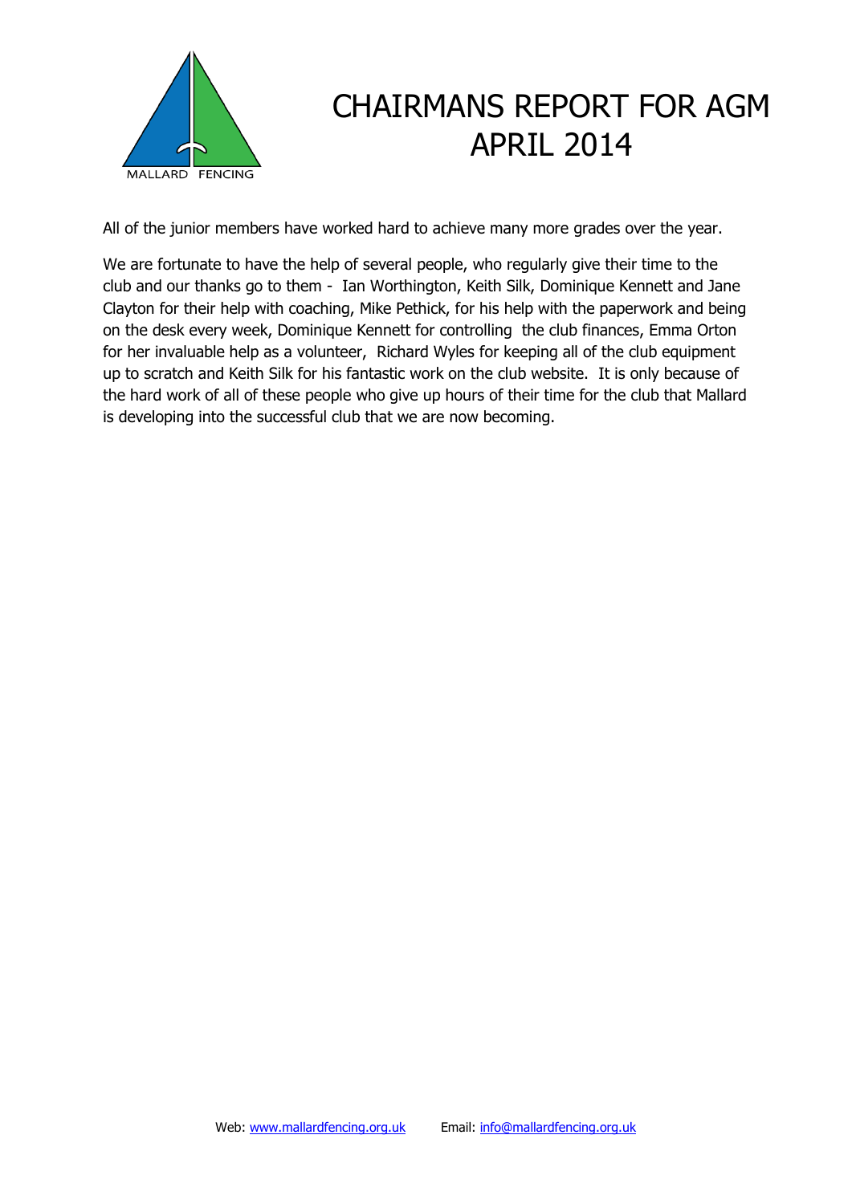MALLARD FENCING

# CHAIRMANS REPORT FOR AGM APRIL 2014

All of the junior members have worked hard to achieve many more grades over the year.

We are fortunate to have the help of several people, who regularly give their time to the club and our thanks go to them - Ian Worthington, Keith Silk, Dominique Kennett and Jane Clayton for their help with coaching, Mike Pethick, for his help with the paperwork and being on the desk every week, Dominique Kennett for controlling the club finances, Emma Orton for her invaluable help as a volunteer, Richard Wyles for keeping all of the club equipment up to scratch and Keith Silk for his fantastic work on the club website. It is only because of the hard work of all of these people who give up hours of their time for the club that Mallard is developing into the successful club that we are now becoming.

Web: www.mallardfencing.org.uk    Email: info@mallardfencing.org.uk